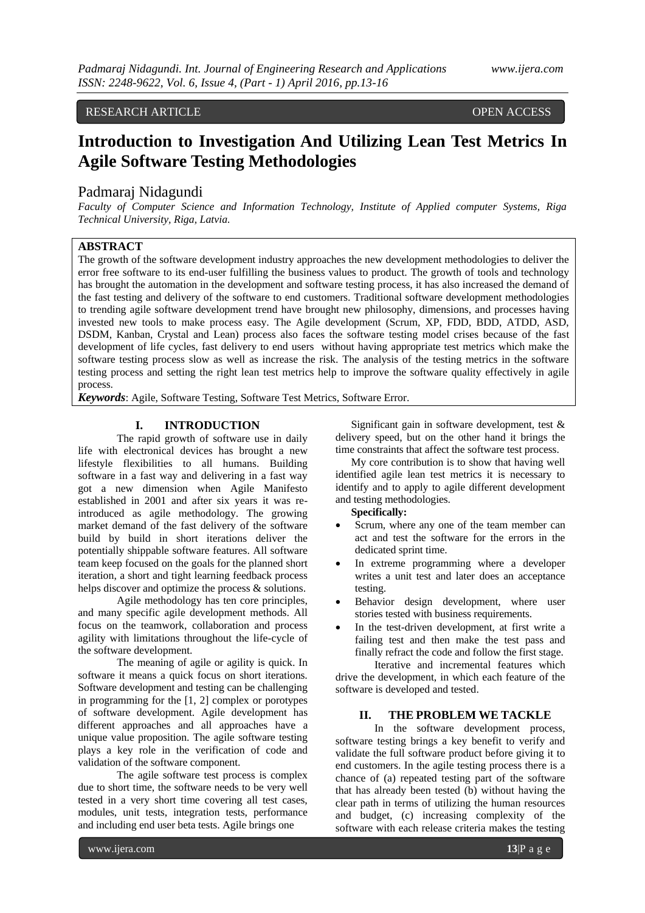RESEARCH ARTICLE OPEN ACCESS

# Introduction to Investigation And Utilizing Lean Test Metrics In Agile Software Testing Methodologies

Padmaraj Nidagundi

*Faculty of Computer Science and Information Technology, Institute of Applied computer Systems, Riga Technical University, Riga, Latvia.*

## ABSTRACT

The growth of the software development industry approaches the new development methodologies to deliver the error free software to its end-user fulfilling the business values to product. The growth of tools and technology has brought the automation in the development and software testing process, it has also increased the demand of the fast testing and delivery of the software to end customers. Traditional software development methodologies to trending agile software development trend have brought new philosophy, dimensions, and processes having invested new tools to make process easy. The Agile development (Scrum, XP, FDD, BDD, ATDD, ASD, DSDM, Kanban, Crystal and Lean) process also faces the software testing model crises because of the fast development of life cycles, fast delivery to end users without having appropriate test metrics which make the software testing process slow as well as increase the risk. The analysis of the testing metrics in the software testing process and setting the right lean test metrics help to improve the software quality effectively in agile process.

***Keywords***: Agile, Software Testing, Software Test Metrics, Software Error.

## I. INTRODUCTION

The rapid growth of software use in daily life with electronical devices has brought a new lifestyle flexibilities to all humans. Building software in a fast way and delivering in a fast way got a new dimension when Agile Manifesto established in 2001 and after six years it was re-introduced as agile methodology. The growing market demand of the fast delivery of the software build by build in short iterations deliver the potentially shippable software features. All software team keep focused on the goals for the planned short iteration, a short and tight learning feedback process helps discover and optimize the process & solutions.

Agile methodology has ten core principles, and many specific agile development methods. All focus on the teamwork, collaboration and process agility with limitations throughout the life-cycle of the software development.

The meaning of agile or agility is quick. In software it means a quick focus on short iterations. Software development and testing can be challenging in programming for the [1, 2] complex or porotypes of software development. Agile development has different approaches and all approaches have a unique value proposition. The agile software testing plays a key role in the verification of code and validation of the software component.

The agile software test process is complex due to short time, the software needs to be very well tested in a very short time covering all test cases, modules, unit tests, integration tests, performance and including end user beta tests. Agile brings one

Significant gain in software development, test & delivery speed, but on the other hand it brings the time constraints that affect the software test process.

My core contribution is to show that having well identified agile lean test metrics it is necessary to identify and to apply to agile different development and testing methodologies.

**Specifically:**

- Scrum, where any one of the team member can act and test the software for the errors in the dedicated sprint time.
- In extreme programming where a developer writes a unit test and later does an acceptance testing.
- Behavior design development, where user stories tested with business requirements.
- In the test-driven development, at first write a failing test and then make the test pass and finally refract the code and follow the first stage.

Iterative and incremental features which drive the development, in which each feature of the software is developed and tested.

## II. THE PROBLEM WE TACKLE

In the software development process, software testing brings a key benefit to verify and validate the full software product before giving it to end customers. In the agile testing process there is a chance of (a) repeated testing part of the software that has already been tested (b) without having the clear path in terms of utilizing the human resources and budget, (c) increasing complexity of the software with each release criteria makes the testing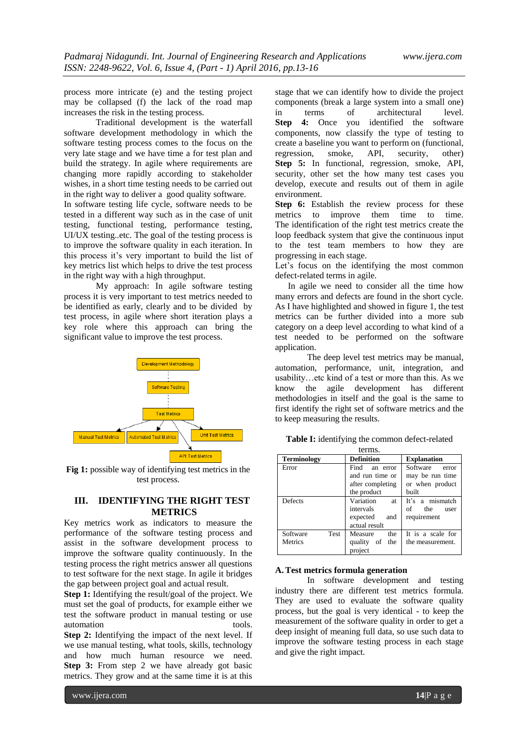process more intricate (e) and the testing project may be collapsed (f) the lack of the road map increases the risk in the testing process.

Traditional development is the waterfall software development methodology in which the software testing process comes to the focus on the very late stage and we have time a for test plan and build the strategy. In agile where requirements are changing more rapidly according to stakeholder wishes, in a short time testing needs to be carried out in the right way to deliver a good quality software.

In software testing life cycle, software needs to be tested in a different way such as in the case of unit testing, functional testing, performance testing, UI/UX testing..etc. The goal of the testing process is to improve the software quality in each iteration. In this process it's very important to build the list of key metrics list which helps to drive the test process in the right way with a high throughput.

My approach: In agile software testing process it is very important to test metrics needed to be identified as early, clearly and to be divided by test process, in agile where short iteration plays a key role where this approach can bring the significant value to improve the test process.

Development Methodology → Software Testing → Test Metrics → Manual Test Metrics, Automated Test Metrics, Unit Test Metrics, API Test Metrics

**Fig 1:** possible way of identifying test metrics in the test process.

## III. IDENTIFYING THE RIGHT TEST METRICS

Key metrics work as indicators to measure the performance of the software testing process and assist in the software development process to improve the software quality continuously. In the testing process the right metrics answer all questions to test software for the next stage. In agile it bridges the gap between project goal and actual result.

**Step 1:** Identifying the result/goal of the project. We must set the goal of products, for example either we test the software product in manual testing or use automation tools.

**Step 2:** Identifying the impact of the next level. If we use manual testing, what tools, skills, technology and how much human resource we need.

**Step 3:** From step 2 we have already got basic metrics. They grow and at the same time it is at this stage that we can identify how to divide the project components (break a large system into a small one) in terms of architectural level.

**Step 4:** Once you identified the software components, now classify the type of testing to create a baseline you want to perform on (functional, regression, smoke, API, security, other)

**Step 5:** In functional, regression, smoke, API, security, other set the how many test cases you develop, execute and results out of them in agile environment.

**Step 6:** Establish the review process for these metrics to improve them time to time.

The identification of the right test metrics create the loop feedback system that give the continuous input to the test team members to how they are progressing in each stage.

Let's focus on the identifying the most common defect-related terms in agile.

In agile we need to consider all the time how many errors and defects are found in the short cycle. As I have highlighted and showed in figure 1, the test metrics can be further divided into a more sub category on a deep level according to what kind of a test needed to be performed on the software application.

The deep level test metrics may be manual, automation, performance, unit, integration, and usability…etc kind of a test or more than this. As we know the agile development has different methodologies in itself and the goal is the same to first identify the right set of software metrics and the to keep measuring the results.

**Table I:** identifying the common defect-related terms.

| Terminology | Definition | Explanation |
|---|---|---|
| Error | Find an error and run time or after completing the product | Software error may be run time or when product built |
| Defects | Variation at intervals expected and actual result | It's a mismatch of the user requirement |
| Software Test Metrics | Measure the quality of the project | It is a scale for the measurement. |

### A. Test metrics formula generation

In software development and testing industry there are different test metrics formula. They are used to evaluate the software quality process, but the goal is very identical - to keep the measurement of the software quality in order to get a deep insight of meaning full data, so use such data to improve the software testing process in each stage and give the right impact.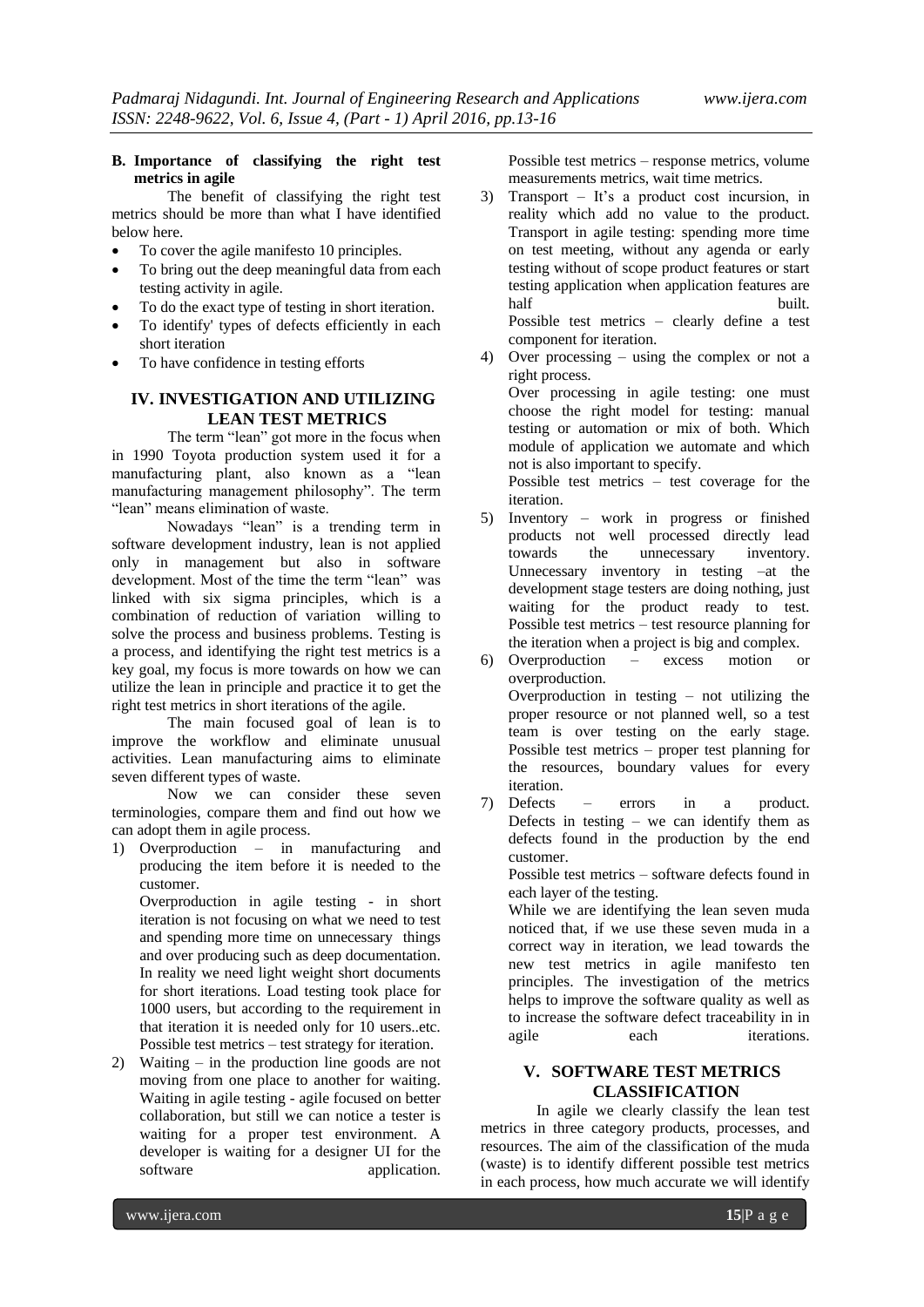**B. Importance of classifying the right test metrics in agile**

The benefit of classifying the right test metrics should be more than what I have identified below here.

- To cover the agile manifesto 10 principles.
- To bring out the deep meaningful data from each testing activity in agile.
- To do the exact type of testing in short iteration.
- To identify' types of defects efficiently in each short iteration
- To have confidence in testing efforts

## IV. INVESTIGATION AND UTILIZING LEAN TEST METRICS

The term "lean" got more in the focus when in 1990 Toyota production system used it for a manufacturing plant, also known as a "lean manufacturing management philosophy". The term "lean" means elimination of waste.

Nowadays "lean" is a trending term in software development industry, lean is not applied only in management but also in software development. Most of the time the term "lean" was linked with six sigma principles, which is a combination of reduction of variation willing to solve the process and business problems. Testing is a process, and identifying the right test metrics is a key goal, my focus is more towards on how we can utilize the lean in principle and practice it to get the right test metrics in short iterations of the agile.

The main focused goal of lean is to improve the workflow and eliminate unusual activities. Lean manufacturing aims to eliminate seven different types of waste.

Now we can consider these seven terminologies, compare them and find out how we can adopt them in agile process.

1) Overproduction – in manufacturing and producing the item before it is needed to the customer.
   Overproduction in agile testing - in short iteration is not focusing on what we need to test and spending more time on unnecessary things and over producing such as deep documentation. In reality we need light weight short documents for short iterations. Load testing took place for 1000 users, but according to the requirement in that iteration it is needed only for 10 users..etc.
   Possible test metrics – test strategy for iteration.
2) Waiting – in the production line goods are not moving from one place to another for waiting. Waiting in agile testing - agile focused on better collaboration, but still we can notice a tester is waiting for a proper test environment. A developer is waiting for a designer UI for the software application.
   Possible test metrics – response metrics, volume measurements metrics, wait time metrics.
3) Transport – It's a product cost incursion, in reality which add no value to the product. Transport in agile testing: spending more time on test meeting, without any agenda or early testing without of scope product features or start testing application when application features are half built.
   Possible test metrics – clearly define a test component for iteration.
4) Over processing – using the complex or not a right process.
   Over processing in agile testing: one must choose the right model for testing: manual testing or automation or mix of both. Which module of application we automate and which not is also important to specify.
   Possible test metrics – test coverage for the iteration.
5) Inventory – work in progress or finished products not well processed directly lead towards the unnecessary inventory. Unnecessary inventory in testing –at the development stage testers are doing nothing, just waiting for the product ready to test.
   Possible test metrics – test resource planning for the iteration when a project is big and complex.
6) Overproduction – excess motion or overproduction.
   Overproduction in testing – not utilizing the proper resource or not planned well, so a test team is over testing on the early stage.
   Possible test metrics – proper test planning for the resources, boundary values for every iteration.
7) Defects – errors in a product.
   Defects in testing – we can identify them as defects found in the production by the end customer.
   Possible test metrics – software defects found in each layer of the testing.
   While we are identifying the lean seven muda noticed that, if we use these seven muda in a correct way in iteration, we lead towards the new test metrics in agile manifesto ten principles. The investigation of the metrics helps to improve the software quality as well as to increase the software defect traceability in in agile each iterations.

## V. SOFTWARE TEST METRICS CLASSIFICATION

In agile we clearly classify the lean test metrics in three category products, processes, and resources. The aim of the classification of the muda (waste) is to identify different possible test metrics in each process, how much accurate we will identify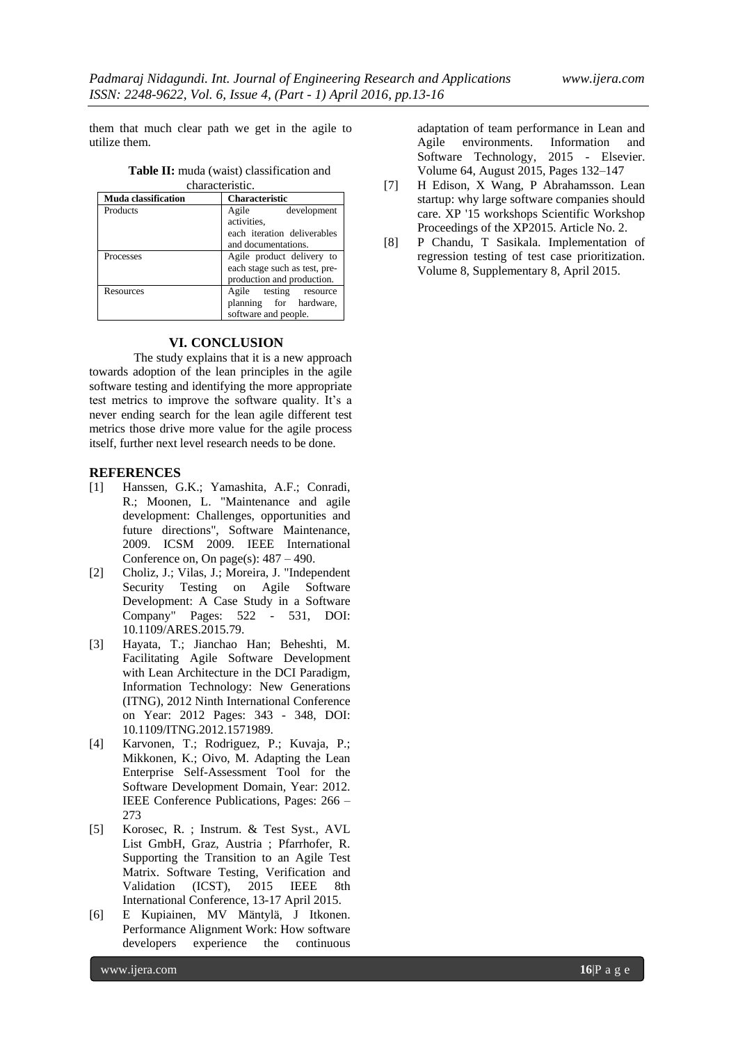them that much clear path we get in the agile to utilize them.

**Table II:** muda (waist) classification and characteristic.

| Muda classification | Characteristic |
|---|---|
| Products | Agile development activities, each iteration deliverables and documentations. |
| Processes | Agile product delivery to each stage such as test, pre-production and production. |
| Resources | Agile testing resource planning for hardware, software and people. |

## VI. CONCLUSION

The study explains that it is a new approach towards adoption of the lean principles in the agile software testing and identifying the more appropriate test metrics to improve the software quality. It's a never ending search for the lean agile different test metrics those drive more value for the agile process itself, further next level research needs to be done.

## REFERENCES

[1] Hanssen, G.K.; Yamashita, A.F.; Conradi, R.; Moonen, L. "Maintenance and agile development: Challenges, opportunities and future directions", Software Maintenance, 2009. ICSM 2009. IEEE International Conference on, On page(s): 487 – 490.

[2] Choliz, J.; Vilas, J.; Moreira, J. "Independent Security Testing on Agile Software Development: A Case Study in a Software Company" Pages: 522 - 531, DOI: 10.1109/ARES.2015.79.

[3] Hayata, T.; Jianchao Han; Beheshti, M. Facilitating Agile Software Development with Lean Architecture in the DCI Paradigm, Information Technology: New Generations (ITNG), 2012 Ninth International Conference on Year: 2012 Pages: 343 - 348, DOI: 10.1109/ITNG.2012.1571989.

[4] Karvonen, T.; Rodriguez, P.; Kuvaja, P.; Mikkonen, K.; Oivo, M. Adapting the Lean Enterprise Self-Assessment Tool for the Software Development Domain, Year: 2012. IEEE Conference Publications, Pages: 266 – 273

[5] Korosec, R. ; Instrum. & Test Syst., AVL List GmbH, Graz, Austria ; Pfarrhofer, R. Supporting the Transition to an Agile Test Matrix. Software Testing, Verification and Validation (ICST), 2015 IEEE 8th International Conference, 13-17 April 2015.

[6] E Kupiainen, MV Mäntylä, J Itkonen. Performance Alignment Work: How software developers experience the continuous adaptation of team performance in Lean and Agile environments. Information and Software Technology, 2015 - Elsevier. Volume 64, August 2015, Pages 132–147

[7] H Edison, X Wang, P Abrahamsson. Lean startup: why large software companies should care. XP '15 workshops Scientific Workshop Proceedings of the XP2015. Article No. 2.

[8] P Chandu, T Sasikala. Implementation of regression testing of test case prioritization. Volume 8, Supplementary 8, April 2015.